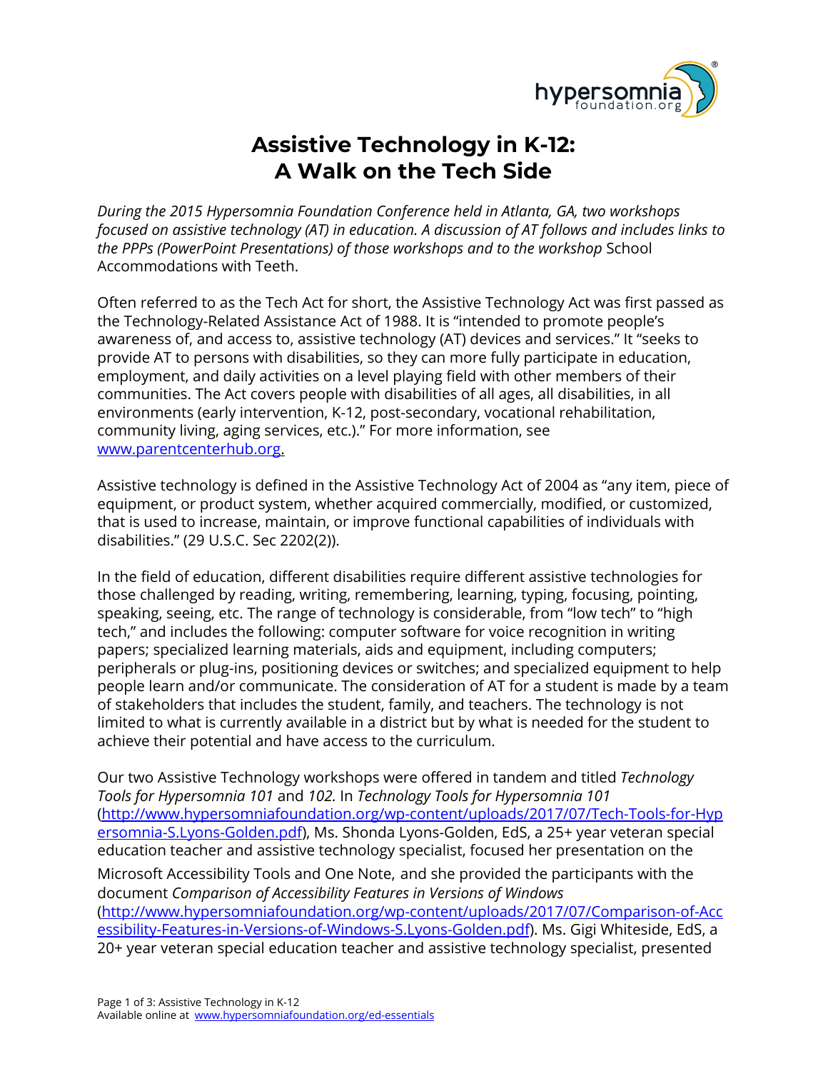# Assistive Technology in K-12:
# A Walk on the Tech Side

*During the 2015 Hypersomnia Foundation Conference held in Atlanta, GA, two workshops focused on assistive technology (AT) in education. A discussion of AT follows and includes links to the PPPs (PowerPoint Presentations) of those workshops and to the workshop* School Accommodations with Teeth.

Often referred to as the Tech Act for short, the Assistive Technology Act was first passed as the Technology-Related Assistance Act of 1988. It is "intended to promote people's awareness of, and access to, assistive technology (AT) devices and services." It "seeks to provide AT to persons with disabilities, so they can more fully participate in education, employment, and daily activities on a level playing field with other members of their communities. The Act covers people with disabilities of all ages, all disabilities, in all environments (early intervention, K-12, post-secondary, vocational rehabilitation, community living, aging services, etc.)." For more information, see [www.parentcenterhub.org](http://www.parentcenterhub.org).

Assistive technology is defined in the Assistive Technology Act of 2004 as "any item, piece of equipment, or product system, whether acquired commercially, modified, or customized, that is used to increase, maintain, or improve functional capabilities of individuals with disabilities." (29 U.S.C. Sec 2202(2)).

In the field of education, different disabilities require different assistive technologies for those challenged by reading, writing, remembering, learning, typing, focusing, pointing, speaking, seeing, etc. The range of technology is considerable, from "low tech" to "high tech," and includes the following: computer software for voice recognition in writing papers; specialized learning materials, aids and equipment, including computers; peripherals or plug-ins, positioning devices or switches; and specialized equipment to help people learn and/or communicate. The consideration of AT for a student is made by a team of stakeholders that includes the student, family, and teachers. The technology is not limited to what is currently available in a district but by what is needed for the student to achieve their potential and have access to the curriculum.

Our two Assistive Technology workshops were offered in tandem and titled *Technology Tools for Hypersomnia 101* and *102.* In *Technology Tools for Hypersomnia 101* ([http://www.hypersomniafoundation.org/wp-content/uploads/2017/07/Tech-Tools-for-Hypersomnia-S.Lyons-Golden.pdf](http://www.hypersomniafoundation.org/wp-content/uploads/2017/07/Tech-Tools-for-Hypersomnia-S.Lyons-Golden.pdf)), Ms. Shonda Lyons-Golden, EdS, a 25+ year veteran special education teacher and assistive technology specialist, focused her presentation on the Microsoft Accessibility Tools and One Note, and she provided the participants with the document *Comparison of Accessibility Features in Versions of Windows* ([http://www.hypersomniafoundation.org/wp-content/uploads/2017/07/Comparison-of-Accessibility-Features-in-Versions-of-Windows-S.Lyons-Golden.pdf](http://www.hypersomniafoundation.org/wp-content/uploads/2017/07/Comparison-of-Accessibility-Features-in-Versions-of-Windows-S.Lyons-Golden.pdf)). Ms. Gigi Whiteside, EdS, a 20+ year veteran special education teacher and assistive technology specialist, presented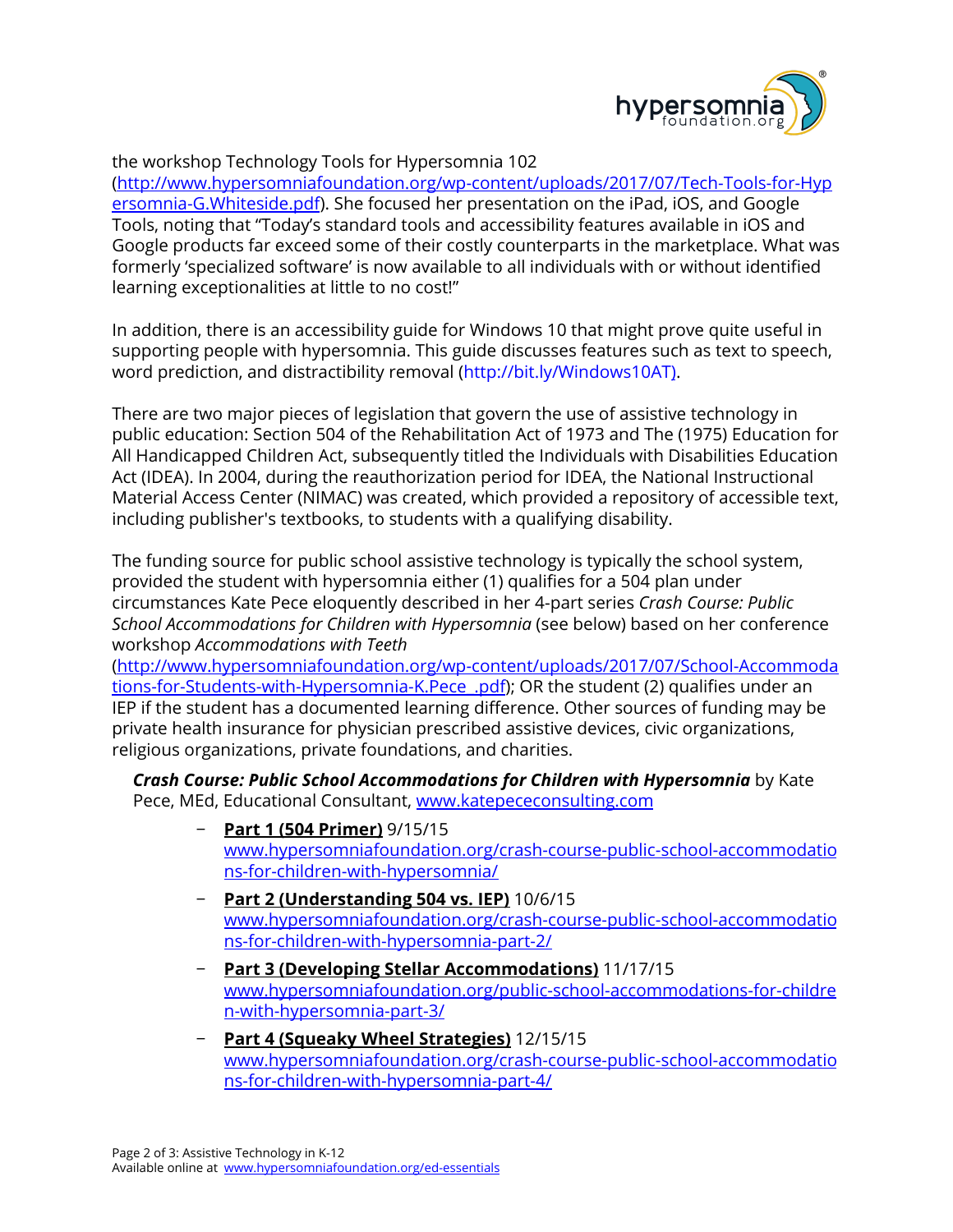the workshop Technology Tools for Hypersomnia 102 (http://www.hypersomniafoundation.org/wp-content/uploads/2017/07/Tech-Tools-for-Hypersomnia-G.Whiteside.pdf). She focused her presentation on the iPad, iOS, and Google Tools, noting that "Today's standard tools and accessibility features available in iOS and Google products far exceed some of their costly counterparts in the marketplace. What was formerly 'specialized software' is now available to all individuals with or without identified learning exceptionalities at little to no cost!"

In addition, there is an accessibility guide for Windows 10 that might prove quite useful in supporting people with hypersomnia. This guide discusses features such as text to speech, word prediction, and distractibility removal (http://bit.ly/Windows10AT).

There are two major pieces of legislation that govern the use of assistive technology in public education: Section 504 of the Rehabilitation Act of 1973 and The (1975) Education for All Handicapped Children Act, subsequently titled the Individuals with Disabilities Education Act (IDEA). In 2004, during the reauthorization period for IDEA, the National Instructional Material Access Center (NIMAC) was created, which provided a repository of accessible text, including publisher's textbooks, to students with a qualifying disability.

The funding source for public school assistive technology is typically the school system, provided the student with hypersomnia either (1) qualifies for a 504 plan under circumstances Kate Pece eloquently described in her 4-part series *Crash Course: Public School Accommodations for Children with Hypersomnia* (see below) based on her conference workshop *Accommodations with Teeth* (http://www.hypersomniafoundation.org/wp-content/uploads/2017/07/School-Accommodations-for-Students-with-Hypersomnia-K.Pece_.pdf); OR the student (2) qualifies under an IEP if the student has a documented learning difference. Other sources of funding may be private health insurance for physician prescribed assistive devices, civic organizations, religious organizations, private foundations, and charities.

***Crash Course: Public School Accommodations for Children with Hypersomnia*** by Kate Pece, MEd, Educational Consultant, www.katepececonsulting.com

- **Part 1 (504 Primer)** 9/15/15 www.hypersomniafoundation.org/crash-course-public-school-accommodations-for-children-with-hypersomnia/
- **Part 2 (Understanding 504 vs. IEP)** 10/6/15 www.hypersomniafoundation.org/crash-course-public-school-accommodations-for-children-with-hypersomnia-part-2/
- **Part 3 (Developing Stellar Accommodations)** 11/17/15 www.hypersomniafoundation.org/public-school-accommodations-for-children-with-hypersomnia-part-3/
- **Part 4 (Squeaky Wheel Strategies)** 12/15/15 www.hypersomniafoundation.org/crash-course-public-school-accommodations-for-children-with-hypersomnia-part-4/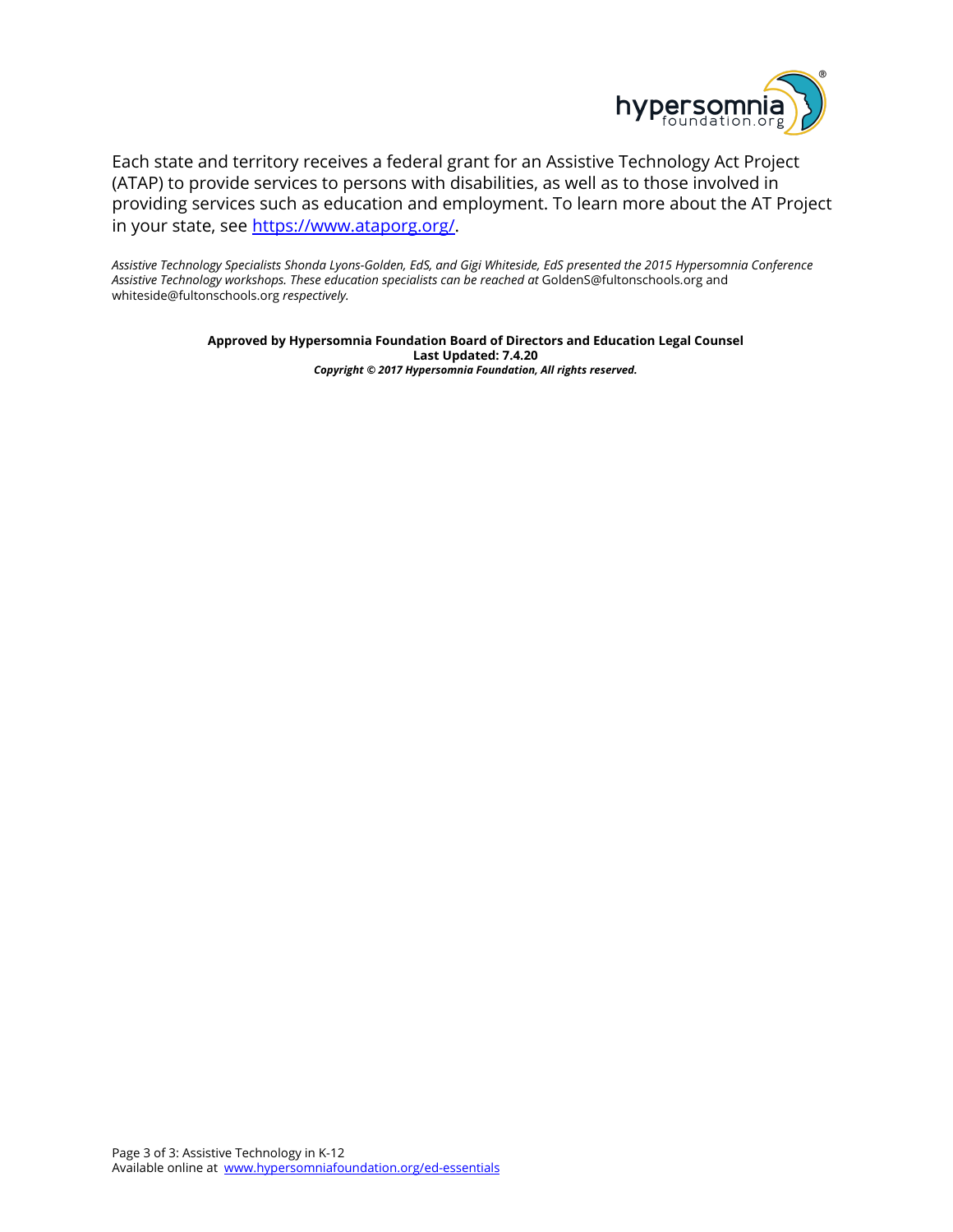Each state and territory receives a federal grant for an Assistive Technology Act Project (ATAP) to provide services to persons with disabilities, as well as to those involved in providing services such as education and employment. To learn more about the AT Project in your state, see [https://www.ataporg.org/](https://www.ataporg.org/).

*Assistive Technology Specialists Shonda Lyons-Golden, EdS, and Gigi Whiteside, EdS presented the 2015 Hypersomnia Conference Assistive Technology workshops. These education specialists can be reached at* GoldenS@fultonschools.org and whiteside@fultonschools.org *respectively.*

**Approved by Hypersomnia Foundation Board of Directors and Education Legal Counsel**
**Last Updated: 7.4.20**
***Copyright © 2017 Hypersomnia Foundation, All rights reserved.***